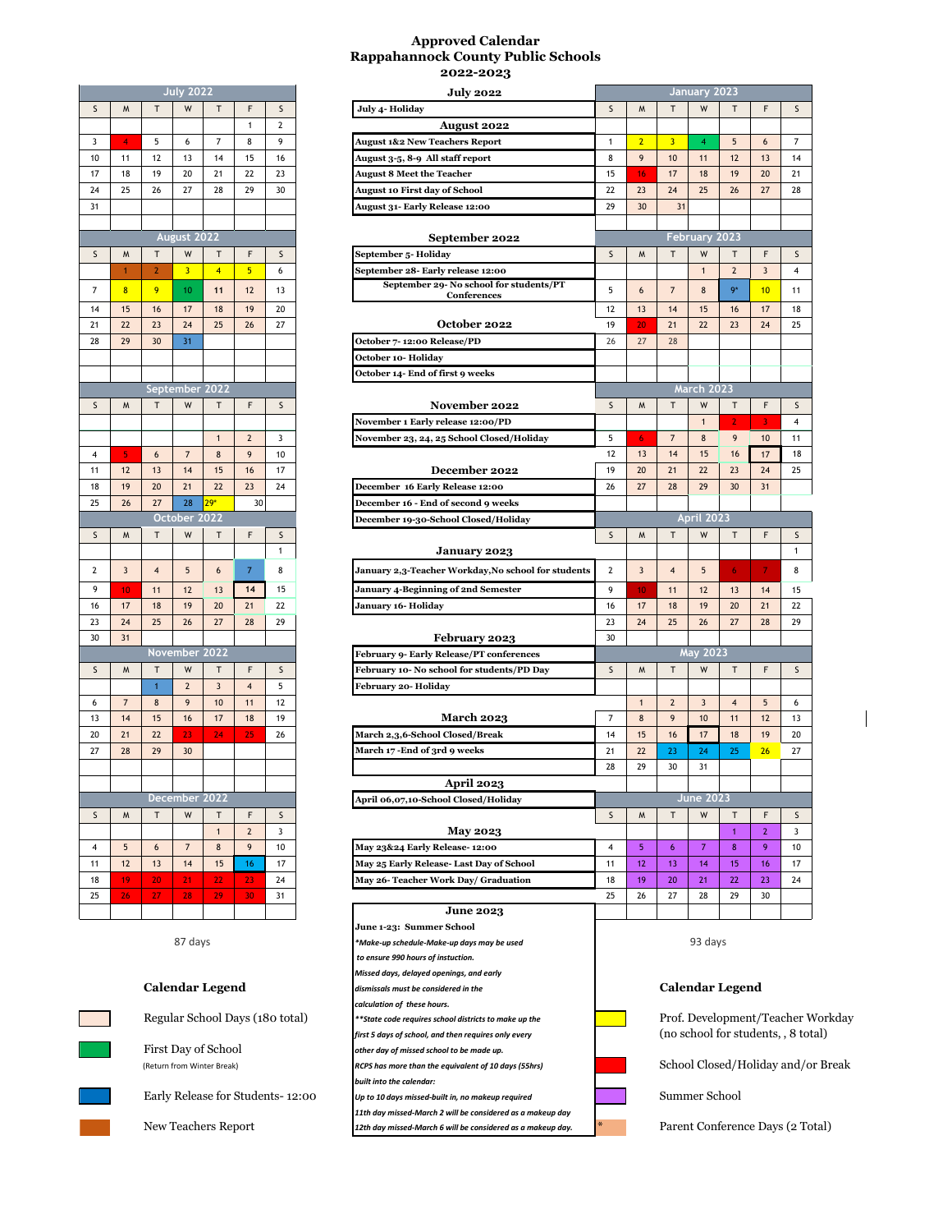# Approved Calendar
# Rappahannock County Public Schools
# 2022-2023

### July 2022

| S | M | T | W | T | F | S |
|---|---|---|---|---|---|---|
| | | | | | 1 | 2 |
| 3 | 4 | 5 | 6 | 7 | 8 | 9 |
| 10 | 11 | 12 | 13 | 14 | 15 | 16 |
| 17 | 18 | 19 | 20 | 21 | 22 | 23 |
| 24 | 25 | 26 | 27 | 28 | 29 | 30 |
| 31 | | | | | | |

### August 2022

| S | M | T | W | T | F | S |
|---|---|---|---|---|---|---|
| | 1 | 2 | 3 | 4 | 5 | 6 |
| 7 | 8 | 9 | 10 | 11 | 12 | 13 |
| 14 | 15 | 16 | 17 | 18 | 19 | 20 |
| 21 | 22 | 23 | 24 | 25 | 26 | 27 |
| 28 | 29 | 30 | 31 | | | |

### September 2022

| S | M | T | W | T | F | S |
|---|---|---|---|---|---|---|
| | | | | 1 | 2 | 3 |
| 4 | 5 | 6 | 7 | 8 | 9 | 10 |
| 11 | 12 | 13 | 14 | 15 | 16 | 17 |
| 18 | 19 | 20 | 21 | 22 | 23 | 24 |
| 25 | 26 | 27 | 28 | 29* | 30 | |

### October 2022

| S | M | T | W | T | F | S |
|---|---|---|---|---|---|---|
| | | | | | | 1 |
| 2 | 3 | 4 | 5 | 6 | 7 | 8 |
| 9 | 10 | 11 | 12 | 13 | 14 | 15 |
| 16 | 17 | 18 | 19 | 20 | 21 | 22 |
| 23 | 24 | 25 | 26 | 27 | 28 | 29 |
| 30 | 31 | | | | | |

### November 2022

| S | M | T | W | T | F | S |
|---|---|---|---|---|---|---|
| | | 1 | 2 | 3 | 4 | 5 |
| 6 | 7 | 8 | 9 | 10 | 11 | 12 |
| 13 | 14 | 15 | 16 | 17 | 18 | 19 |
| 20 | 21 | 22 | 23 | 24 | 25 | 26 |
| 27 | 28 | 29 | 30 | | | |

### December 2022

| S | M | T | W | T | F | S |
|---|---|---|---|---|---|---|
| | | | | 1 | 2 | 3 |
| 4 | 5 | 6 | 7 | 8 | 9 | 10 |
| 11 | 12 | 13 | 14 | 15 | 16 | 17 |
| 18 | 19 | 20 | 21 | 22 | 23 | 24 |
| 25 | 26 | 27 | 28 | 29 | 30 | 31 |

87 days

### July 2022
- July 4- Holiday

### August 2022
- August 1&2 New Teachers Report
- August 3-5, 8-9 All staff report
- August 8 Meet the Teacher
- August 10 First day of School
- August 31- Early Release 12:00

### September 2022
- September 5- Holiday
- September 28- Early release 12:00
- September 29- No school for students/PT Conferences

### October 2022
- October 7- 12:00 Release/PD
- October 10- Holiday
- October 14- End of first 9 weeks

### November 2022
- November 1 Early release 12:00/PD
- November 23, 24, 25 School Closed/Holiday

### December 2022
- December 16 Early Release 12:00
- December 16 - End of second 9 weeks
- December 19-30-School Closed/Holiday

### January 2023
- January 2,3-Teacher Workday,No school for students
- January 4-Beginning of 2nd Semester
- January 16- Holiday

### February 2023
- February 9- Early Release/PT conferences
- February 10- No school for students/PD Day
- February 20- Holiday

### March 2023
- March 2,3,6-School Closed/Break
- March 17 -End of 3rd 9 weeks

### April 2023
- April 06,07,10-School Closed/Holiday

### May 2023
- May 23&24 Early Release- 12:00
- May 25 Early Release- Last Day of School
- May 26- Teacher Work Day/ Graduation

### June 2023
- June 1-23: Summer School

*\*Make-up schedule-Make-up days may be used to ensure 990 hours of instuction. Missed days, delayed openings, and early dismissals must be considered in the calculation of these hours.*

*\*\*State code requires school districts to make up the first 5 days of school, and then requires only every other day of missed school to be made up.*

*RCPS has more than the equivalent of 10 days (55hrs) built into the calendar:*

*Up to 10 days missed-built in, no makeup required*

*11th day missed-March 2 will be considered as a makeup day*

*12th day missed-March 6 will be considered as a makeup day.*

### January 2023

| S | M | T | W | T | F | S |
|---|---|---|---|---|---|---|
| 1 | 2 | 3 | 4 | 5 | 6 | 7 |
| 8 | 9 | 10 | 11 | 12 | 13 | 14 |
| 15 | 16 | 17 | 18 | 19 | 20 | 21 |
| 22 | 23 | 24 | 25 | 26 | 27 | 28 |
| 29 | 30 | 31 | | | | |

### February 2023

| S | M | T | W | T | F | S |
|---|---|---|---|---|---|---|
| | | | 1 | 2 | 3 | 4 |
| 5 | 6 | 7 | 8 | 9* | 10 | 11 |
| 12 | 13 | 14 | 15 | 16 | 17 | 18 |
| 19 | 20 | 21 | 22 | 23 | 24 | 25 |
| 26 | 27 | 28 | | | | |

### March 2023

| S | M | T | W | T | F | S |
|---|---|---|---|---|---|---|
| | | | 1 | 2 | 3 | 4 |
| 5 | 6 | 7 | 8 | 9 | 10 | 11 |
| 12 | 13 | 14 | 15 | 16 | 17 | 18 |
| 19 | 20 | 21 | 22 | 23 | 24 | 25 |
| 26 | 27 | 28 | 29 | 30 | 31 | |

### April 2023

| S | M | T | W | T | F | S |
|---|---|---|---|---|---|---|
| | | | | | | 1 |
| 2 | 3 | 4 | 5 | 6 | 7 | 8 |
| 9 | 10 | 11 | 12 | 13 | 14 | 15 |
| 16 | 17 | 18 | 19 | 20 | 21 | 22 |
| 23 | 24 | 25 | 26 | 27 | 28 | 29 |
| 30 | | | | | | |

### May 2023

| S | M | T | W | T | F | S |
|---|---|---|---|---|---|---|
| | 1 | 2 | 3 | 4 | 5 | 6 |
| 7 | 8 | 9 | 10 | 11 | 12 | 13 |
| 14 | 15 | 16 | 17 | 18 | 19 | 20 |
| 21 | 22 | 23 | 24 | 25 | 26 | 27 |
| 28 | 29 | 30 | 31 | | | |

### June 2023

| S | M | T | W | T | F | S |
|---|---|---|---|---|---|---|
| | | | | 1 | 2 | 3 |
| 4 | 5 | 6 | 7 | 8 | 9 | 10 |
| 11 | 12 | 13 | 14 | 15 | 16 | 17 |
| 18 | 19 | 20 | 21 | 22 | 23 | 24 |
| 25 | 26 | 27 | 28 | 29 | 30 | |

93 days

### Calendar Legend

- Regular School Days (180 total)
- First Day of School (Return from Winter Break)
- Early Release for Students- 12:00
- New Teachers Report

### Calendar Legend

- Prof. Development/Teacher Workday (no school for students, , 8 total)
- School Closed/Holiday and/or Break
- Summer School
- \* Parent Conference Days (2 Total)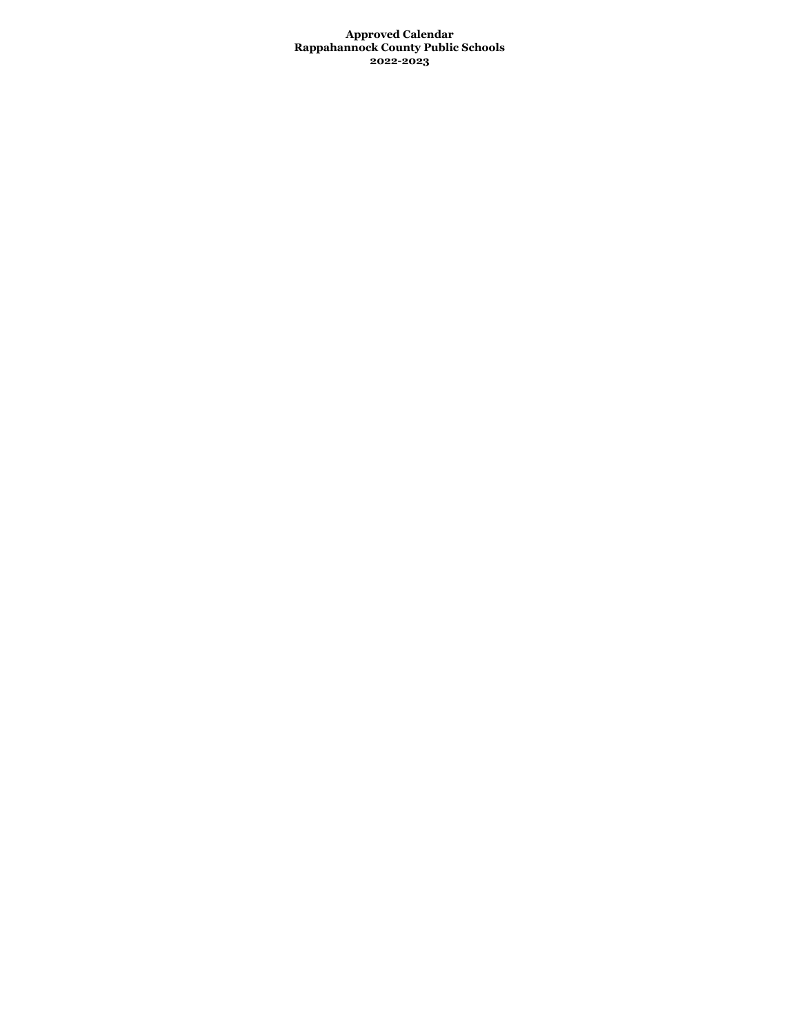**Approved Calendar**
**Rappahannock County Public Schools**
**2022-2023**